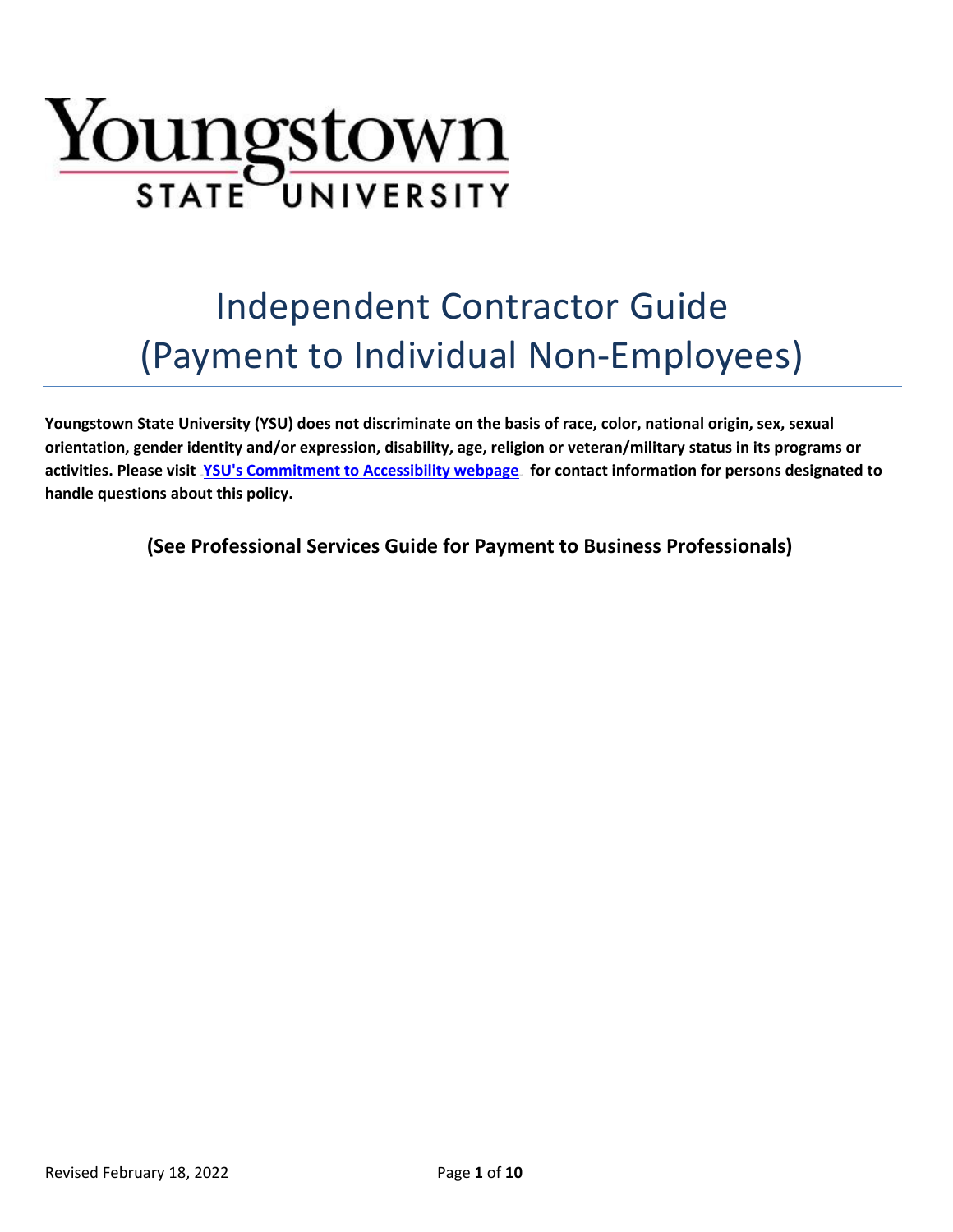Youngstown STATE UNIVERSITY

# Independent Contractor Guide (Payment to Individual Non-Employees)

**Youngstown State University (YSU) does not discriminate on the basis of race, color, national origin, sex, sexual orientation, gender identity and/or expression, disability, age, religion or veteran/military status in its programs or activities. Please visit YSU's Commitment to Accessibility webpage for contact information for persons designated to handle questions about this policy.**

**(See Professional Services Guide for Payment to Business Professionals)**

Revised February 18, 2022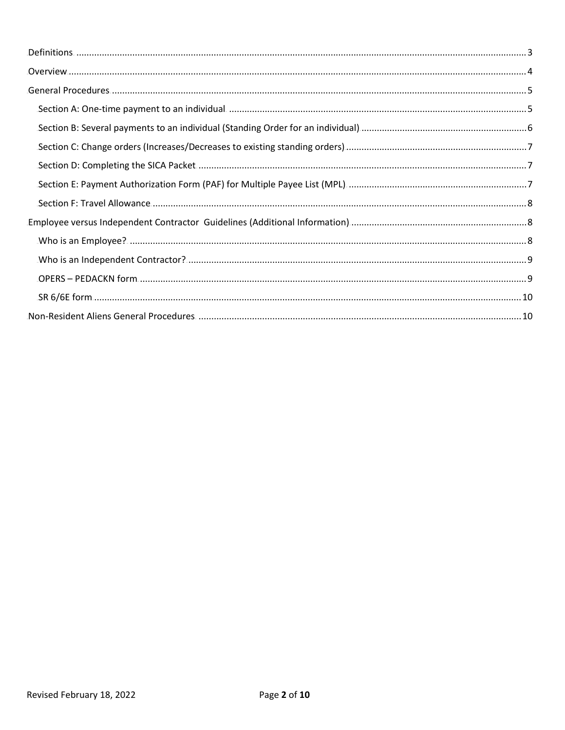Definitions ..... 3

Overview ..... 4

General Procedures ..... 5

- Section A: One-time payment to an individual ..... 5
- Section B: Several payments to an individual (Standing Order for an individual) ..... 6
- Section C: Change orders (Increases/Decreases to existing standing orders) ..... 7
- Section D: Completing the SICA Packet ..... 7
- Section E: Payment Authorization Form (PAF) for Multiple Payee List (MPL) ..... 7
- Section F: Travel Allowance ..... 8

Employee versus Independent Contractor Guidelines (Additional Information) ..... 8

- Who is an Employee? ..... 8
- Who is an Independent Contractor? ..... 9
- OPERS – PEDACKN form ..... 9
- SR 6/6E form ..... 10

Non-Resident Aliens General Procedures ..... 10

Revised February 18, 2022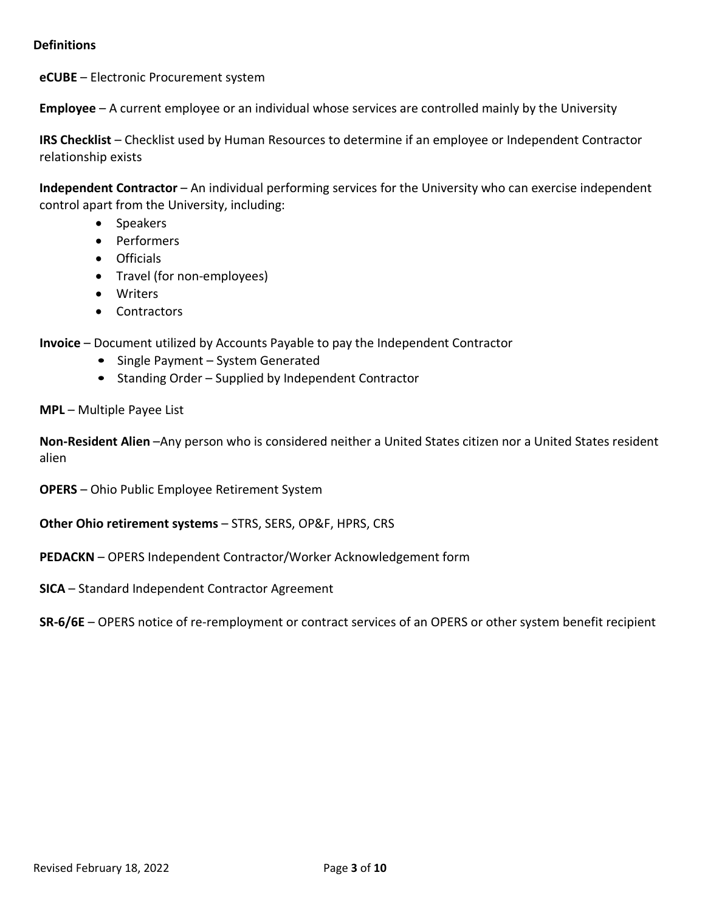**Definitions**

**eCUBE** – Electronic Procurement system

**Employee** – A current employee or an individual whose services are controlled mainly by the University

**IRS Checklist** – Checklist used by Human Resources to determine if an employee or Independent Contractor relationship exists

**Independent Contractor** – An individual performing services for the University who can exercise independent control apart from the University, including:

- Speakers
- Performers
- Officials
- Travel (for non-employees)
- Writers
- Contractors

**Invoice** – Document utilized by Accounts Payable to pay the Independent Contractor

- Single Payment – System Generated
- Standing Order – Supplied by Independent Contractor

**MPL** – Multiple Payee List

**Non-Resident Alien** –Any person who is considered neither a United States citizen nor a United States resident alien

**OPERS** – Ohio Public Employee Retirement System

**Other Ohio retirement systems** – STRS, SERS, OP&F, HPRS, CRS

**PEDACKN** – OPERS Independent Contractor/Worker Acknowledgement form

**SICA** – Standard Independent Contractor Agreement

**SR-6/6E** – OPERS notice of re-remployment or contract services of an OPERS or other system benefit recipient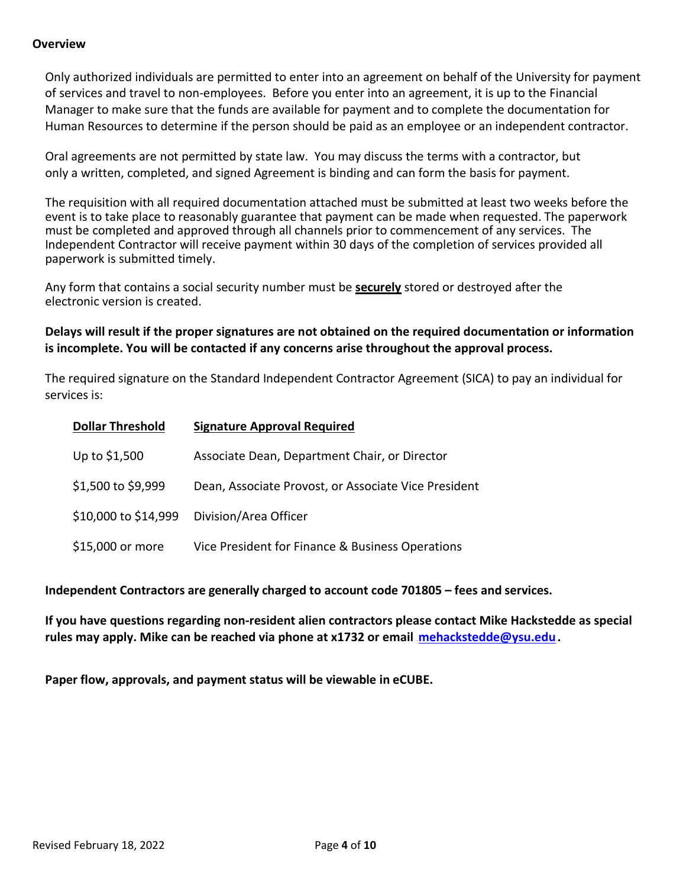## Overview

Only authorized individuals are permitted to enter into an agreement on behalf of the University for payment of services and travel to non-employees. Before you enter into an agreement, it is up to the Financial Manager to make sure that the funds are available for payment and to complete the documentation for Human Resources to determine if the person should be paid as an employee or an independent contractor.

Oral agreements are not permitted by state law. You may discuss the terms with a contractor, but only a written, completed, and signed Agreement is binding and can form the basis for payment.

The requisition with all required documentation attached must be submitted at least two weeks before the event is to take place to reasonably guarantee that payment can be made when requested. The paperwork must be completed and approved through all channels prior to commencement of any services. The Independent Contractor will receive payment within 30 days of the completion of services provided all paperwork is submitted timely.

Any form that contains a social security number must be **securely** stored or destroyed after the electronic version is created.

**Delays will result if the proper signatures are not obtained on the required documentation or information is incomplete. You will be contacted if any concerns arise throughout the approval process.**

The required signature on the Standard Independent Contractor Agreement (SICA) to pay an individual for services is:

| Dollar Threshold | Signature Approval Required |
| --- | --- |
| Up to $1,500 | Associate Dean, Department Chair, or Director |
| $1,500 to $9,999 | Dean, Associate Provost, or Associate Vice President |
| $10,000 to $14,999 | Division/Area Officer |
| $15,000 or more | Vice President for Finance & Business Operations |

**Independent Contractors are generally charged to account code 701805 – fees and services.**

**If you have questions regarding non-resident alien contractors please contact Mike Hackstedde as special rules may apply. Mike can be reached via phone at x1732 or email mehackstedde@ysu.edu.**

**Paper flow, approvals, and payment status will be viewable in eCUBE.**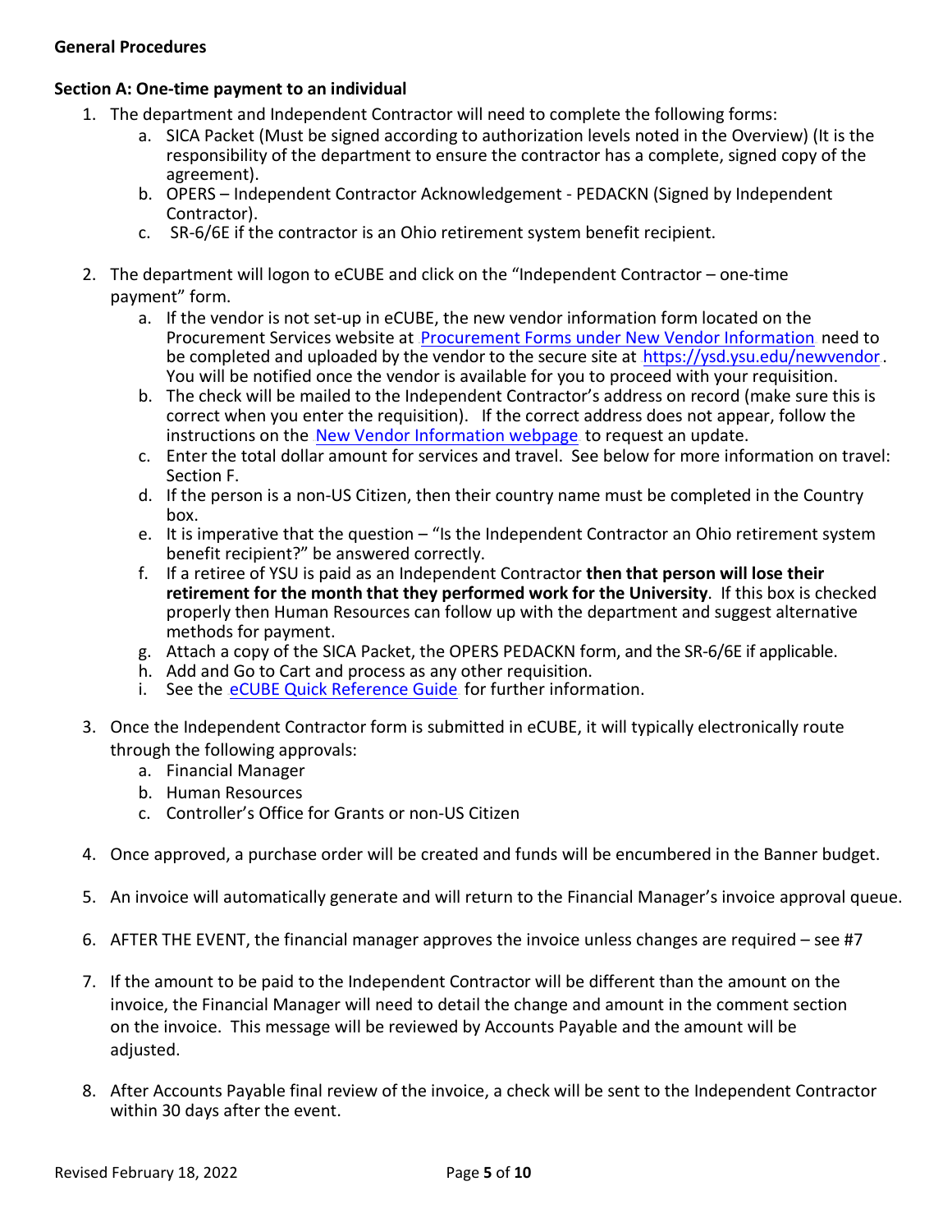**General Procedures**

**Section A: One-time payment to an individual**

1. The department and Independent Contractor will need to complete the following forms:
   a. SICA Packet (Must be signed according to authorization levels noted in the Overview) (It is the responsibility of the department to ensure the contractor has a complete, signed copy of the agreement).
   b. OPERS – Independent Contractor Acknowledgement - PEDACKN (Signed by Independent Contractor).
   c. SR-6/6E if the contractor is an Ohio retirement system benefit recipient.

2. The department will logon to eCUBE and click on the "Independent Contractor – one-time payment" form.
   a. If the vendor is not set-up in eCUBE, the new vendor information form located on the Procurement Services website at Procurement Forms under New Vendor Information need to be completed and uploaded by the vendor to the secure site at https://ysd.ysu.edu/newvendor. You will be notified once the vendor is available for you to proceed with your requisition.
   b. The check will be mailed to the Independent Contractor's address on record (make sure this is correct when you enter the requisition). If the correct address does not appear, follow the instructions on the New Vendor Information webpage to request an update.
   c. Enter the total dollar amount for services and travel. See below for more information on travel: Section F.
   d. If the person is a non-US Citizen, then their country name must be completed in the Country box.
   e. It is imperative that the question – "Is the Independent Contractor an Ohio retirement system benefit recipient?" be answered correctly.
   f. If a retiree of YSU is paid as an Independent Contractor **then that person will lose their retirement for the month that they performed work for the University**. If this box is checked properly then Human Resources can follow up with the department and suggest alternative methods for payment.
   g. Attach a copy of the SICA Packet, the OPERS PEDACKN form, and the SR-6/6E if applicable.
   h. Add and Go to Cart and process as any other requisition.
   i. See the eCUBE Quick Reference Guide for further information.

3. Once the Independent Contractor form is submitted in eCUBE, it will typically electronically route through the following approvals:
   a. Financial Manager
   b. Human Resources
   c. Controller's Office for Grants or non-US Citizen

4. Once approved, a purchase order will be created and funds will be encumbered in the Banner budget.

5. An invoice will automatically generate and will return to the Financial Manager's invoice approval queue.

6. AFTER THE EVENT, the financial manager approves the invoice unless changes are required – see #7

7. If the amount to be paid to the Independent Contractor will be different than the amount on the invoice, the Financial Manager will need to detail the change and amount in the comment section on the invoice. This message will be reviewed by Accounts Payable and the amount will be adjusted.

8. After Accounts Payable final review of the invoice, a check will be sent to the Independent Contractor within 30 days after the event.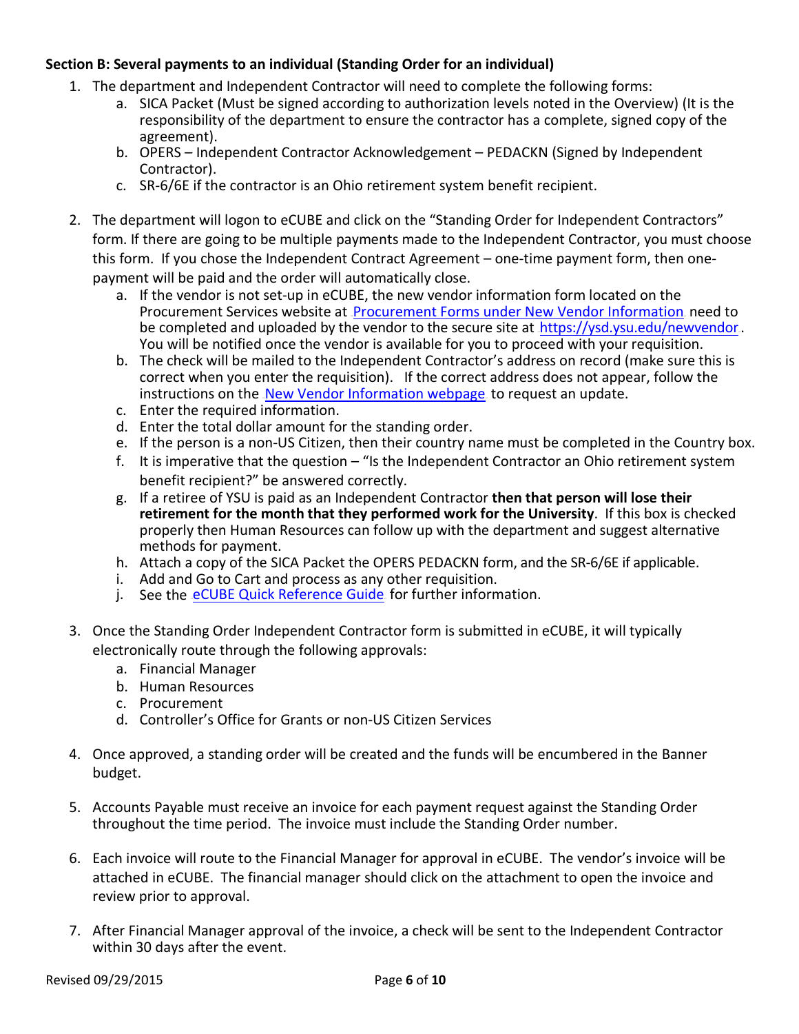**Section B: Several payments to an individual (Standing Order for an individual)**

1. The department and Independent Contractor will need to complete the following forms:
   a. SICA Packet (Must be signed according to authorization levels noted in the Overview) (It is the responsibility of the department to ensure the contractor has a complete, signed copy of the agreement).
   b. OPERS – Independent Contractor Acknowledgement – PEDACKN (Signed by Independent Contractor).
   c. SR-6/6E if the contractor is an Ohio retirement system benefit recipient.

2. The department will logon to eCUBE and click on the "Standing Order for Independent Contractors" form. If there are going to be multiple payments made to the Independent Contractor, you must choose this form. If you chose the Independent Contract Agreement – one-time payment form, then one-payment will be paid and the order will automatically close.
   a. If the vendor is not set-up in eCUBE, the new vendor information form located on the Procurement Services website at Procurement Forms under New Vendor Information need to be completed and uploaded by the vendor to the secure site at https://ysd.ysu.edu/newvendor. You will be notified once the vendor is available for you to proceed with your requisition.
   b. The check will be mailed to the Independent Contractor's address on record (make sure this is correct when you enter the requisition). If the correct address does not appear, follow the instructions on the New Vendor Information webpage to request an update.
   c. Enter the required information.
   d. Enter the total dollar amount for the standing order.
   e. If the person is a non-US Citizen, then their country name must be completed in the Country box.
   f. It is imperative that the question – "Is the Independent Contractor an Ohio retirement system benefit recipient?" be answered correctly.
   g. If a retiree of YSU is paid as an Independent Contractor **then that person will lose their retirement for the month that they performed work for the University**. If this box is checked properly then Human Resources can follow up with the department and suggest alternative methods for payment.
   h. Attach a copy of the SICA Packet the OPERS PEDACKN form, and the SR-6/6E if applicable.
   i. Add and Go to Cart and process as any other requisition.
   j. See the eCUBE Quick Reference Guide for further information.

3. Once the Standing Order Independent Contractor form is submitted in eCUBE, it will typically electronically route through the following approvals:
   a. Financial Manager
   b. Human Resources
   c. Procurement
   d. Controller's Office for Grants or non-US Citizen Services

4. Once approved, a standing order will be created and the funds will be encumbered in the Banner budget.

5. Accounts Payable must receive an invoice for each payment request against the Standing Order throughout the time period. The invoice must include the Standing Order number.

6. Each invoice will route to the Financial Manager for approval in eCUBE. The vendor's invoice will be attached in eCUBE. The financial manager should click on the attachment to open the invoice and review prior to approval.

7. After Financial Manager approval of the invoice, a check will be sent to the Independent Contractor within 30 days after the event.

Revised 09/29/2015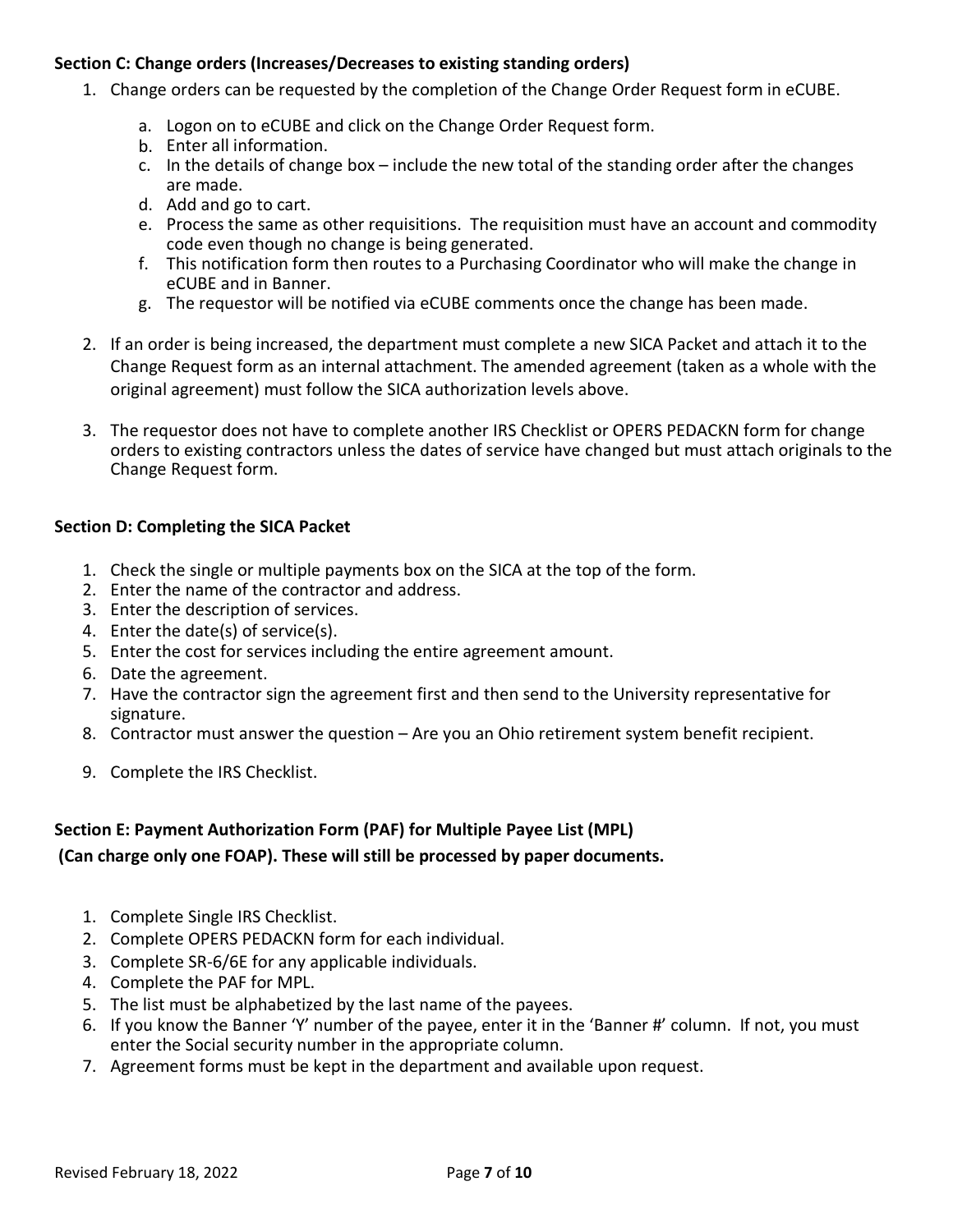**Section C: Change orders (Increases/Decreases to existing standing orders)**

1. Change orders can be requested by the completion of the Change Order Request form in eCUBE.
   a. Logon on to eCUBE and click on the Change Order Request form.
   b. Enter all information.
   c. In the details of change box – include the new total of the standing order after the changes are made.
   d. Add and go to cart.
   e. Process the same as other requisitions. The requisition must have an account and commodity code even though no change is being generated.
   f. This notification form then routes to a Purchasing Coordinator who will make the change in eCUBE and in Banner.
   g. The requestor will be notified via eCUBE comments once the change has been made.
2. If an order is being increased, the department must complete a new SICA Packet and attach it to the Change Request form as an internal attachment. The amended agreement (taken as a whole with the original agreement) must follow the SICA authorization levels above.
3. The requestor does not have to complete another IRS Checklist or OPERS PEDACKN form for change orders to existing contractors unless the dates of service have changed but must attach originals to the Change Request form.

**Section D: Completing the SICA Packet**

1. Check the single or multiple payments box on the SICA at the top of the form.
2. Enter the name of the contractor and address.
3. Enter the description of services.
4. Enter the date(s) of service(s).
5. Enter the cost for services including the entire agreement amount.
6. Date the agreement.
7. Have the contractor sign the agreement first and then send to the University representative for signature.
8. Contractor must answer the question – Are you an Ohio retirement system benefit recipient.
9. Complete the IRS Checklist.

**Section E: Payment Authorization Form (PAF) for Multiple Payee List (MPL)**
**(Can charge only one FOAP). These will still be processed by paper documents.**

1. Complete Single IRS Checklist.
2. Complete OPERS PEDACKN form for each individual.
3. Complete SR-6/6E for any applicable individuals.
4. Complete the PAF for MPL.
5. The list must be alphabetized by the last name of the payees.
6. If you know the Banner 'Y' number of the payee, enter it in the 'Banner #' column. If not, you must enter the Social security number in the appropriate column.
7. Agreement forms must be kept in the department and available upon request.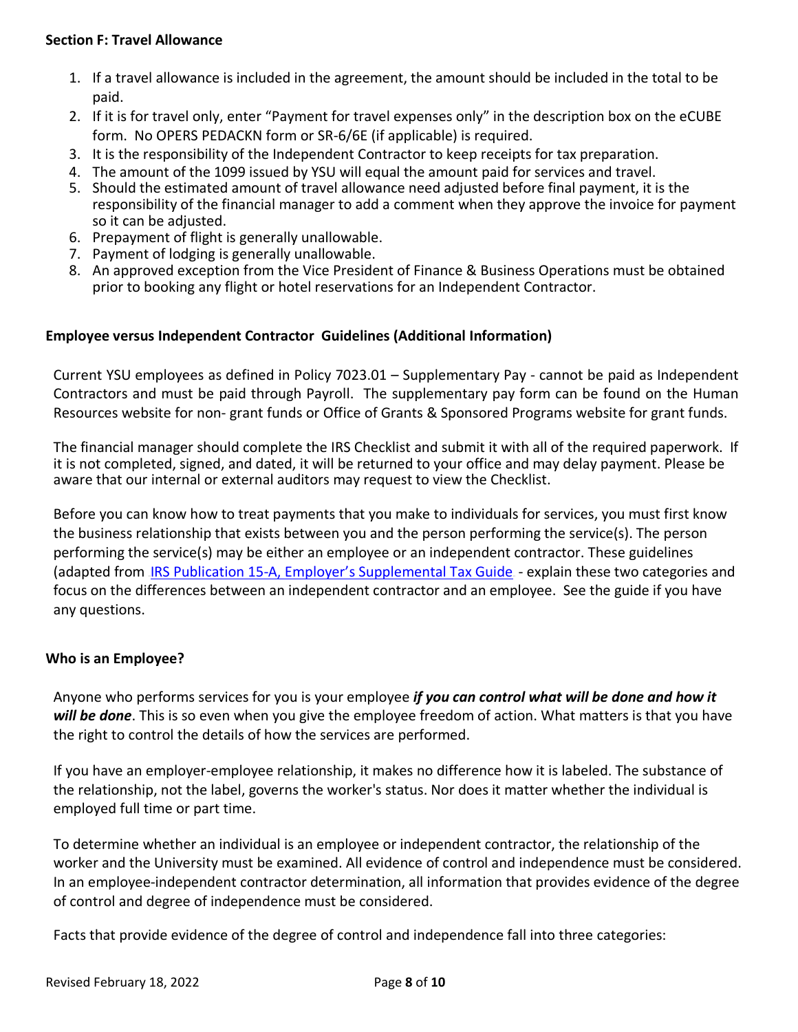**Section F: Travel Allowance**

1. If a travel allowance is included in the agreement, the amount should be included in the total to be paid.
2. If it is for travel only, enter "Payment for travel expenses only" in the description box on the eCUBE form. No OPERS PEDACKN form or SR-6/6E (if applicable) is required.
3. It is the responsibility of the Independent Contractor to keep receipts for tax preparation.
4. The amount of the 1099 issued by YSU will equal the amount paid for services and travel.
5. Should the estimated amount of travel allowance need adjusted before final payment, it is the responsibility of the financial manager to add a comment when they approve the invoice for payment so it can be adjusted.
6. Prepayment of flight is generally unallowable.
7. Payment of lodging is generally unallowable.
8. An approved exception from the Vice President of Finance & Business Operations must be obtained prior to booking any flight or hotel reservations for an Independent Contractor.

**Employee versus Independent Contractor Guidelines (Additional Information)**

Current YSU employees as defined in Policy 7023.01 – Supplementary Pay - cannot be paid as Independent Contractors and must be paid through Payroll. The supplementary pay form can be found on the Human Resources website for non- grant funds or Office of Grants & Sponsored Programs website for grant funds.

The financial manager should complete the IRS Checklist and submit it with all of the required paperwork. If it is not completed, signed, and dated, it will be returned to your office and may delay payment. Please be aware that our internal or external auditors may request to view the Checklist.

Before you can know how to treat payments that you make to individuals for services, you must first know the business relationship that exists between you and the person performing the service(s). The person performing the service(s) may be either an employee or an independent contractor. These guidelines (adapted from IRS Publication 15-A, Employer's Supplemental Tax Guide - explain these two categories and focus on the differences between an independent contractor and an employee. See the guide if you have any questions.

**Who is an Employee?**

Anyone who performs services for you is your employee ***if you can control what will be done and how it will be done***. This is so even when you give the employee freedom of action. What matters is that you have the right to control the details of how the services are performed.

If you have an employer-employee relationship, it makes no difference how it is labeled. The substance of the relationship, not the label, governs the worker's status. Nor does it matter whether the individual is employed full time or part time.

To determine whether an individual is an employee or independent contractor, the relationship of the worker and the University must be examined. All evidence of control and independence must be considered. In an employee-independent contractor determination, all information that provides evidence of the degree of control and degree of independence must be considered.

Facts that provide evidence of the degree of control and independence fall into three categories: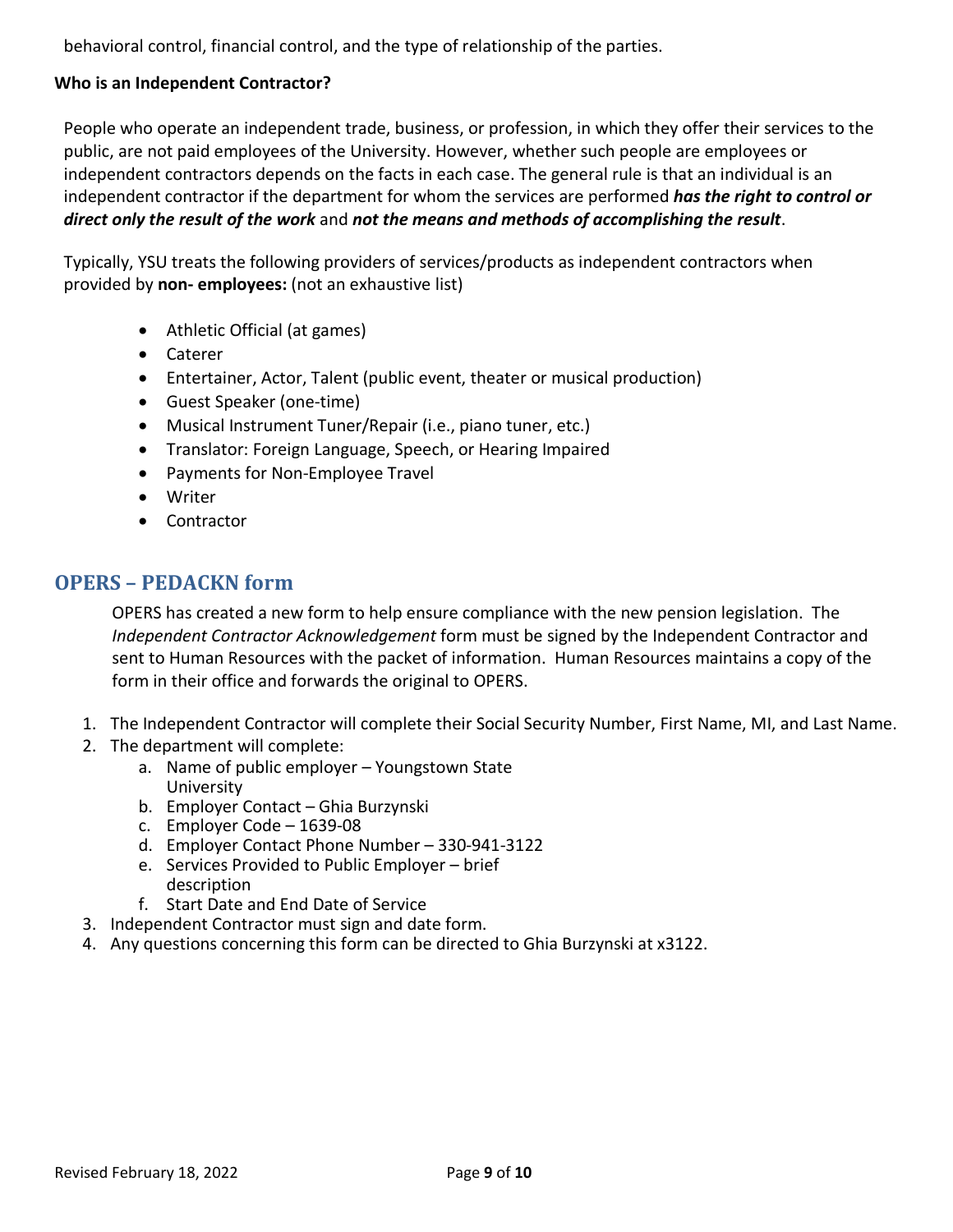behavioral control, financial control, and the type of relationship of the parties.

**Who is an Independent Contractor?**

People who operate an independent trade, business, or profession, in which they offer their services to the public, are not paid employees of the University. However, whether such people are employees or independent contractors depends on the facts in each case. The general rule is that an individual is an independent contractor if the department for whom the services are performed ***has the right to control or direct only the result of the work*** and ***not the means and methods of accomplishing the result***.

Typically, YSU treats the following providers of services/products as independent contractors when provided by **non- employees:** (not an exhaustive list)

- Athletic Official (at games)
- Caterer
- Entertainer, Actor, Talent (public event, theater or musical production)
- Guest Speaker (one-time)
- Musical Instrument Tuner/Repair (i.e., piano tuner, etc.)
- Translator: Foreign Language, Speech, or Hearing Impaired
- Payments for Non-Employee Travel
- Writer
- Contractor

## OPERS – PEDACKN form

OPERS has created a new form to help ensure compliance with the new pension legislation. The *Independent Contractor Acknowledgement* form must be signed by the Independent Contractor and sent to Human Resources with the packet of information. Human Resources maintains a copy of the form in their office and forwards the original to OPERS.

1. The Independent Contractor will complete their Social Security Number, First Name, MI, and Last Name.
2. The department will complete:
    a. Name of public employer – Youngstown State University
    b. Employer Contact – Ghia Burzynski
    c. Employer Code – 1639-08
    d. Employer Contact Phone Number – 330-941-3122
    e. Services Provided to Public Employer – brief description
    f. Start Date and End Date of Service
3. Independent Contractor must sign and date form.
4. Any questions concerning this form can be directed to Ghia Burzynski at x3122.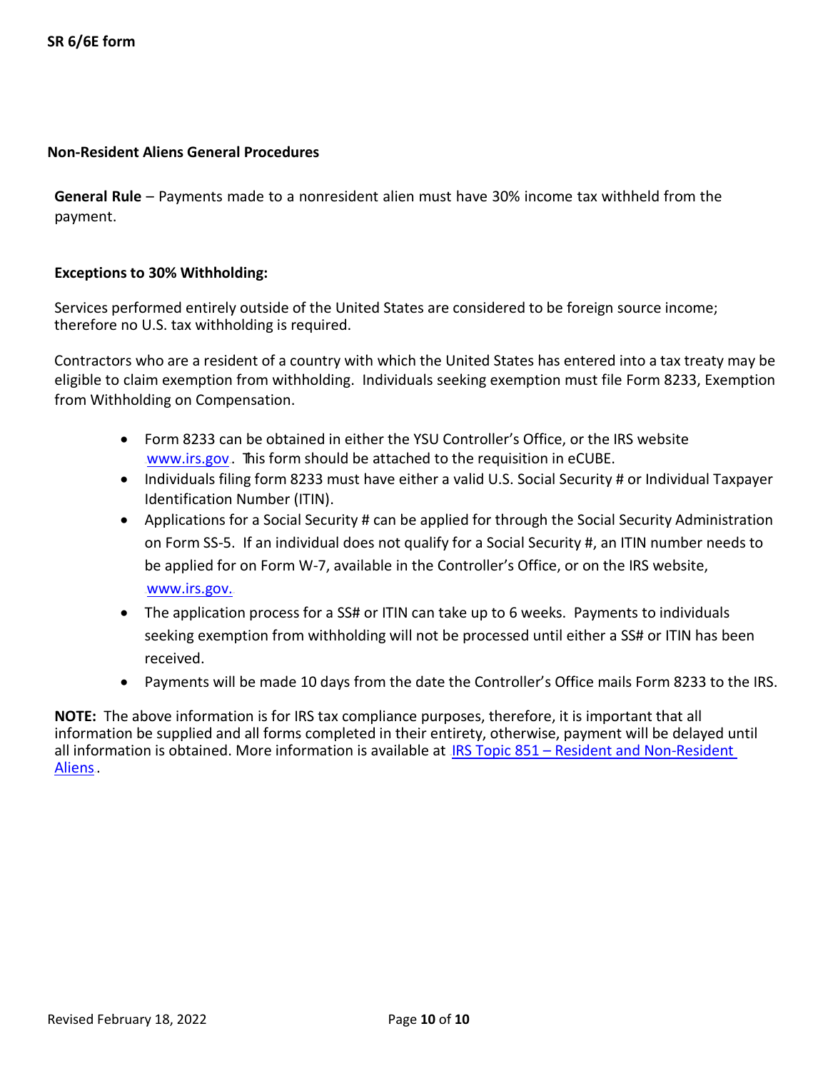## Non-Resident Aliens General Procedures

**General Rule** – Payments made to a nonresident alien must have 30% income tax withheld from the payment.

**Exceptions to 30% Withholding:**

Services performed entirely outside of the United States are considered to be foreign source income; therefore no U.S. tax withholding is required.

Contractors who are a resident of a country with which the United States has entered into a tax treaty may be eligible to claim exemption from withholding. Individuals seeking exemption must file Form 8233, Exemption from Withholding on Compensation.

- Form 8233 can be obtained in either the YSU Controller's Office, or the IRS website www.irs.gov. This form should be attached to the requisition in eCUBE.
- Individuals filing form 8233 must have either a valid U.S. Social Security # or Individual Taxpayer Identification Number (ITIN).
- Applications for a Social Security # can be applied for through the Social Security Administration on Form SS-5. If an individual does not qualify for a Social Security #, an ITIN number needs to be applied for on Form W-7, available in the Controller's Office, or on the IRS website, www.irs.gov.
- The application process for a SS# or ITIN can take up to 6 weeks. Payments to individuals seeking exemption from withholding will not be processed until either a SS# or ITIN has been received.
- Payments will be made 10 days from the date the Controller's Office mails Form 8233 to the IRS.

**NOTE:** The above information is for IRS tax compliance purposes, therefore, it is important that all information be supplied and all forms completed in their entirety, otherwise, payment will be delayed until all information is obtained. More information is available at IRS Topic 851 – Resident and Non-Resident Aliens.